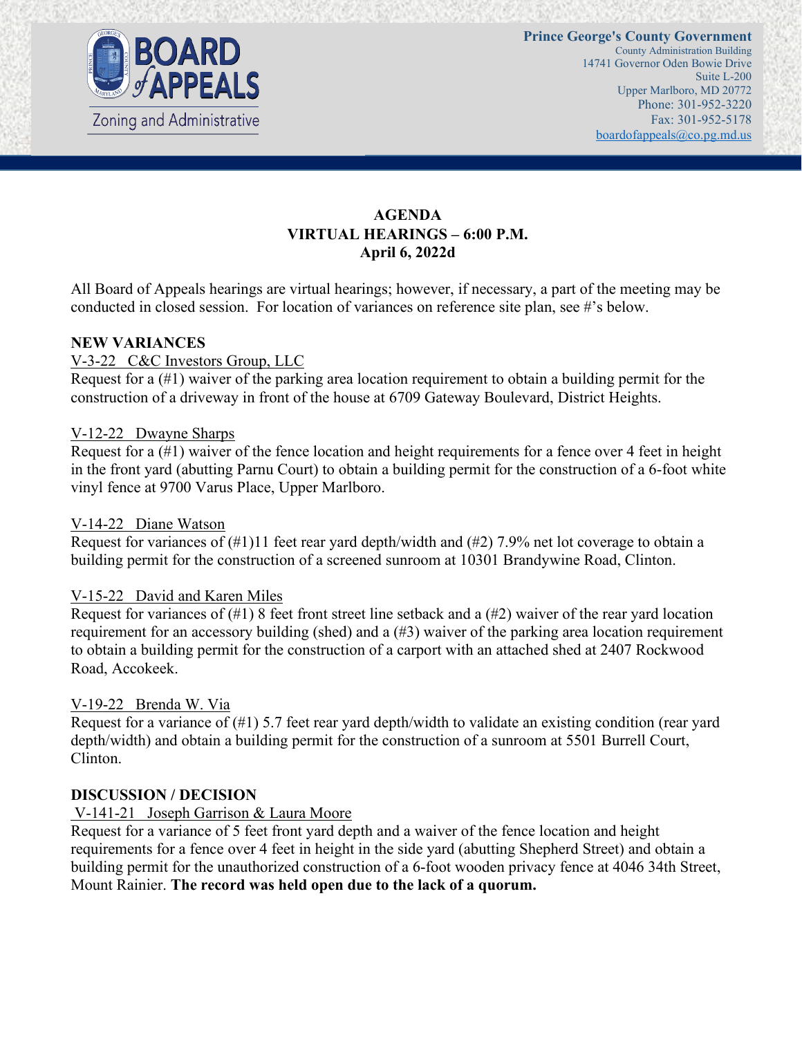**BOARD of APPEALS**

Zoning and Administrative

**Prince George's County Government**
County Administration Building
14741 Governor Oden Bowie Drive
Suite L-200
Upper Marlboro, MD 20772
Phone: 301-952-3220
Fax: 301-952-5178
boardofappeals@co.pg.md.us

# AGENDA
## VIRTUAL HEARINGS – 6:00 P.M.
## April 6, 2022d

All Board of Appeals hearings are virtual hearings; however, if necessary, a part of the meeting may be conducted in closed session. For location of variances on reference site plan, see #'s below.

**NEW VARIANCES**

V-3-22 C&C Investors Group, LLC
Request for a (#1) waiver of the parking area location requirement to obtain a building permit for the construction of a driveway in front of the house at 6709 Gateway Boulevard, District Heights.

V-12-22 Dwayne Sharps
Request for a (#1) waiver of the fence location and height requirements for a fence over 4 feet in height in the front yard (abutting Parnu Court) to obtain a building permit for the construction of a 6-foot white vinyl fence at 9700 Varus Place, Upper Marlboro.

V-14-22 Diane Watson
Request for variances of (#1)11 feet rear yard depth/width and (#2) 7.9% net lot coverage to obtain a building permit for the construction of a screened sunroom at 10301 Brandywine Road, Clinton.

V-15-22 David and Karen Miles
Request for variances of (#1) 8 feet front street line setback and a (#2) waiver of the rear yard location requirement for an accessory building (shed) and a (#3) waiver of the parking area location requirement to obtain a building permit for the construction of a carport with an attached shed at 2407 Rockwood Road, Accokeek.

V-19-22 Brenda W. Via
Request for a variance of (#1) 5.7 feet rear yard depth/width to validate an existing condition (rear yard depth/width) and obtain a building permit for the construction of a sunroom at 5501 Burrell Court, Clinton.

**DISCUSSION / DECISION**

V-141-21 Joseph Garrison & Laura Moore
Request for a variance of 5 feet front yard depth and a waiver of the fence location and height requirements for a fence over 4 feet in height in the side yard (abutting Shepherd Street) and obtain a building permit for the unauthorized construction of a 6-foot wooden privacy fence at 4046 34th Street, Mount Rainier. **The record was held open due to the lack of a quorum.**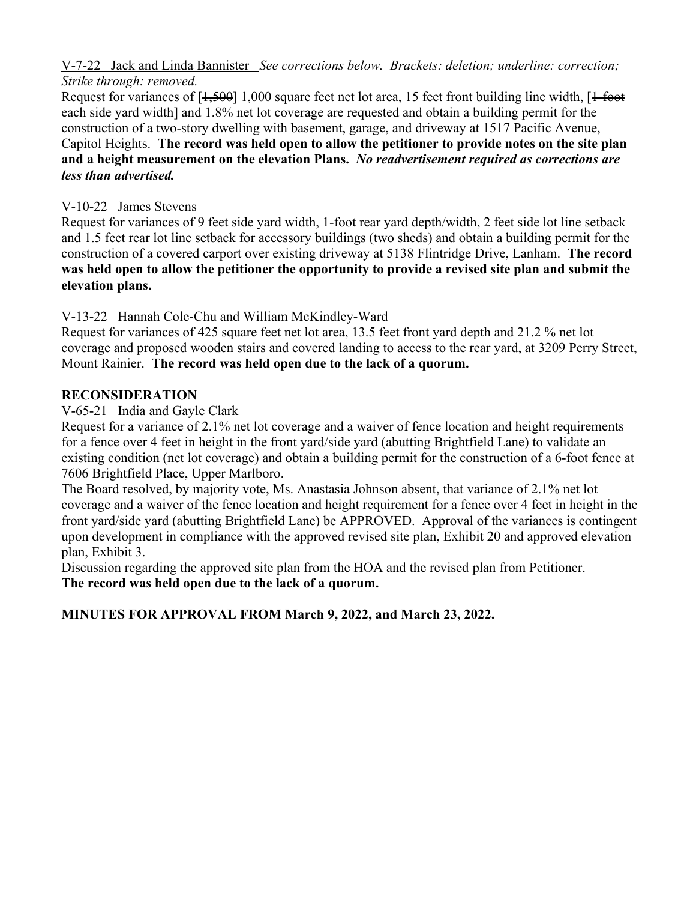V-7-22 Jack and Linda Bannister *See corrections below. Brackets: deletion; underline: correction; Strike through: removed.*

Request for variances of [~~1,500~~] <u>1,000</u> square feet net lot area, 15 feet front building line width, [~~1 foot each side yard width~~] and 1.8% net lot coverage are requested and obtain a building permit for the construction of a two-story dwelling with basement, garage, and driveway at 1517 Pacific Avenue, Capitol Heights. **The record was held open to allow the petitioner to provide notes on the site plan and a height measurement on the elevation Plans.** ***No readvertisement required as corrections are less than advertised.***

V-10-22 James Stevens

Request for variances of 9 feet side yard width, 1-foot rear yard depth/width, 2 feet side lot line setback and 1.5 feet rear lot line setback for accessory buildings (two sheds) and obtain a building permit for the construction of a covered carport over existing driveway at 5138 Flintridge Drive, Lanham. **The record was held open to allow the petitioner the opportunity to provide a revised site plan and submit the elevation plans.**

V-13-22 Hannah Cole-Chu and William McKindley-Ward

Request for variances of 425 square feet net lot area, 13.5 feet front yard depth and 21.2 % net lot coverage and proposed wooden stairs and covered landing to access to the rear yard, at 3209 Perry Street, Mount Rainier. **The record was held open due to the lack of a quorum.**

**RECONSIDERATION**

V-65-21 India and Gayle Clark

Request for a variance of 2.1% net lot coverage and a waiver of fence location and height requirements for a fence over 4 feet in height in the front yard/side yard (abutting Brightfield Lane) to validate an existing condition (net lot coverage) and obtain a building permit for the construction of a 6-foot fence at 7606 Brightfield Place, Upper Marlboro.

The Board resolved, by majority vote, Ms. Anastasia Johnson absent, that variance of 2.1% net lot coverage and a waiver of the fence location and height requirement for a fence over 4 feet in height in the front yard/side yard (abutting Brightfield Lane) be APPROVED. Approval of the variances is contingent upon development in compliance with the approved revised site plan, Exhibit 20 and approved elevation plan, Exhibit 3.

Discussion regarding the approved site plan from the HOA and the revised plan from Petitioner.

**The record was held open due to the lack of a quorum.**

**MINUTES FOR APPROVAL FROM March 9, 2022, and March 23, 2022.**